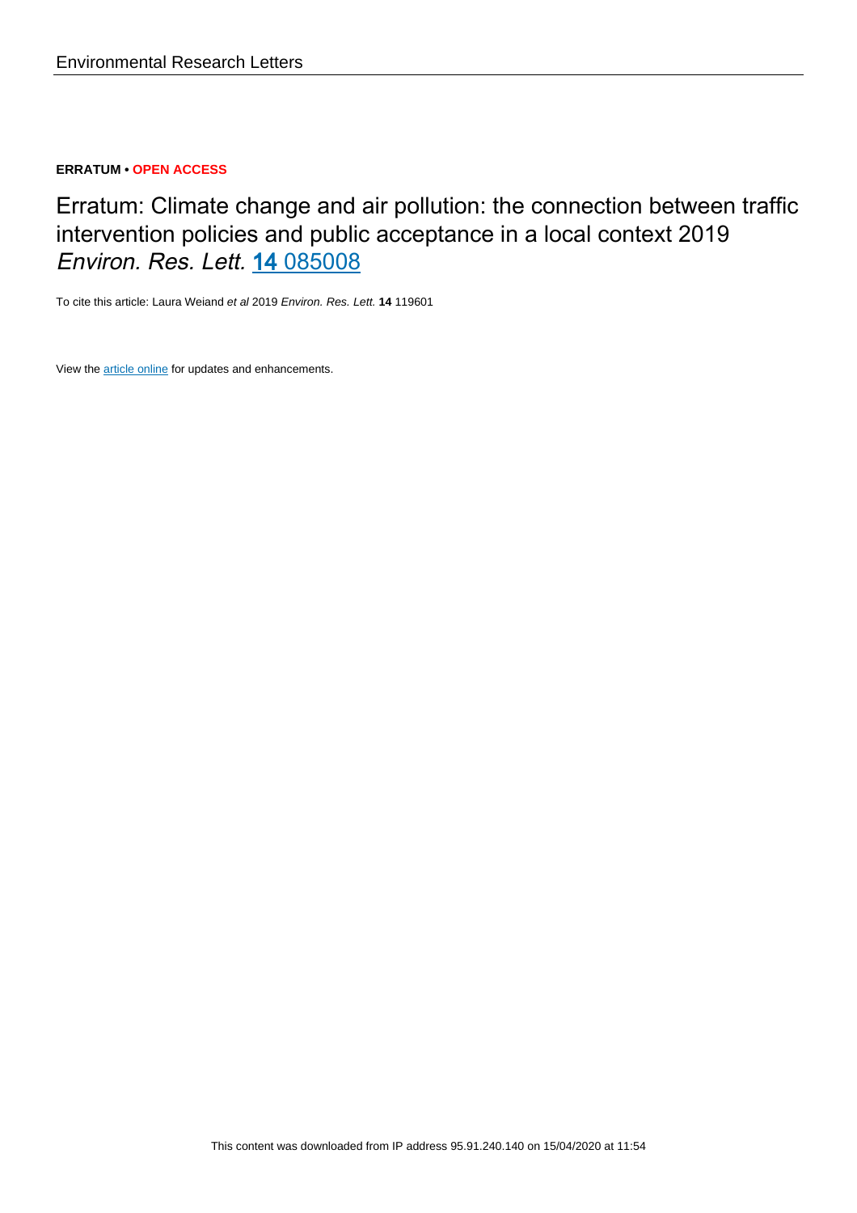**ERRATUM • OPEN ACCESS**

# Erratum: Climate change and air pollution: the connection between traffic intervention policies and public acceptance in a local context 2019 *Environ. Res. Lett.* **14** 085008

To cite this article: Laura Weiand *et al* 2019 *Environ. Res. Lett.* **14** 119601

View the article online for updates and enhancements.

This content was downloaded from IP address 95.91.240.140 on 15/04/2020 at 11:54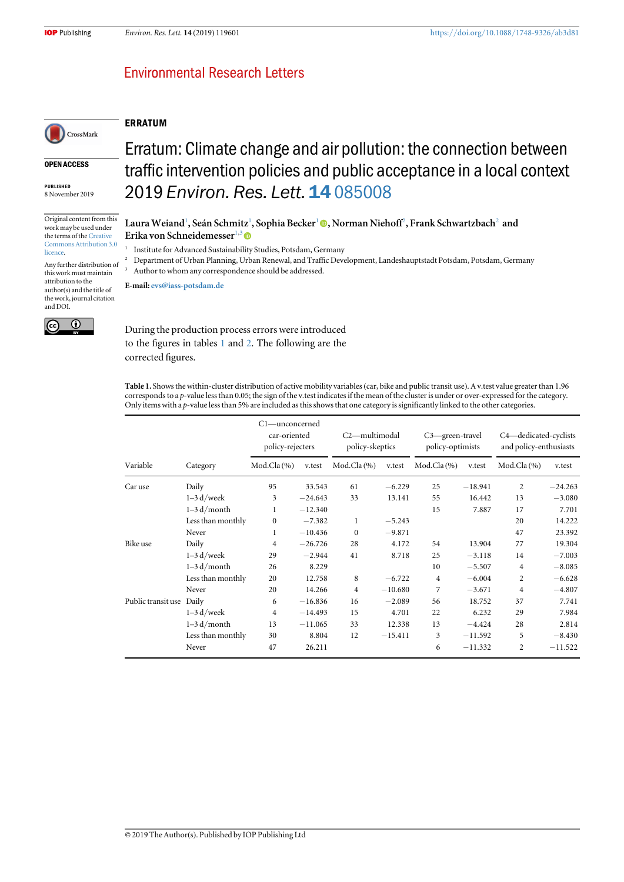ERRATUM

# Erratum: Climate change and air pollution: the connection between traffic intervention policies and public acceptance in a local context 2019 *Environ. Res. Lett.* **14** 085008

**Laura Weiand**[1], **Seán Schmitz**[1], **Sophia Becker**[1], **Norman Niehoff**[2], **Frank Schwartzbach**[2] and **Erika von Schneidemesser**[1,3]

[1] Institute for Advanced Sustainability Studies, Potsdam, Germany

[2] Department of Urban Planning, Urban Renewal, and Traffic Development, Landeshauptstadt Potsdam, Potsdam, Germany

[3] Author to whom any correspondence should be addressed.

**E-mail:** evs@iass-potsdam.de

OPEN ACCESS

PUBLISHED
8 November 2019

Original content from this work may be used under the terms of the Creative Commons Attribution 3.0 licence.

Any further distribution of this work must maintain attribution to the author(s) and the title of the work, journal citation and DOI.

During the production process errors were introduced to the figures in tables 1 and 2. The following are the corrected figures.

**Table 1.** Shows the within-cluster distribution of active mobility variables (car, bike and public transit use). A v.test value greater than 1.96 corresponds to a *p*-value less than 0.05; the sign of the v.test indicates if the mean of the cluster is under or over-expressed for the category. Only items with a *p*-value less than 5% are included as this shows that one category is significantly linked to the other categories.

| | | C1—unconcerned car-oriented policy-rejecters | | C2—multimodal policy-skeptics | | C3—green-travel policy-optimists | | C4—dedicated-cyclists and policy-enthusiasts | |
|---|---|---|---|---|---|---|---|---|---|
| Variable | Category | Mod.Cla (%) | v.test | Mod.Cla (%) | v.test | Mod.Cla (%) | v.test | Mod.Cla (%) | v.test |
| Car use | Daily | 95 | 33.543 | 61 | −6.229 | 25 | −18.941 | 2 | −24.263 |
| | 1–3 d/week | 3 | −24.643 | 33 | 13.141 | 55 | 16.442 | 13 | −3.080 |
| | 1–3 d/month | 1 | −12.340 | | | 15 | 7.887 | 17 | 7.701 |
| | Less than monthly | 0 | −7.382 | 1 | −5.243 | | | 20 | 14.222 |
| | Never | 1 | −10.436 | 0 | −9.871 | | | 47 | 23.392 |
| Bike use | Daily | 4 | −26.726 | 28 | 4.172 | 54 | 13.904 | 77 | 19.304 |
| | 1–3 d/week | 29 | −2.944 | 41 | 8.718 | 25 | −3.118 | 14 | −7.003 |
| | 1–3 d/month | 26 | 8.229 | | | 10 | −5.507 | 4 | −8.085 |
| | Less than monthly | 20 | 12.758 | 8 | −6.722 | 4 | −6.004 | 2 | −6.628 |
| | Never | 20 | 14.266 | 4 | −10.680 | 7 | −3.671 | 4 | −4.807 |
| Public transit use | Daily | 6 | −16.836 | 16 | −2.089 | 56 | 18.752 | 37 | 7.741 |
| | 1–3 d/week | 4 | −14.493 | 15 | 4.701 | 22 | 6.232 | 29 | 7.984 |
| | 1–3 d/month | 13 | −11.065 | 33 | 12.338 | 13 | −4.424 | 28 | 2.814 |
| | Less than monthly | 30 | 8.804 | 12 | −15.411 | 3 | −11.592 | 5 | −8.430 |
| | Never | 47 | 26.211 | | | 6 | −11.332 | 2 | −11.522 |

© 2019 The Author(s). Published by IOP Publishing Ltd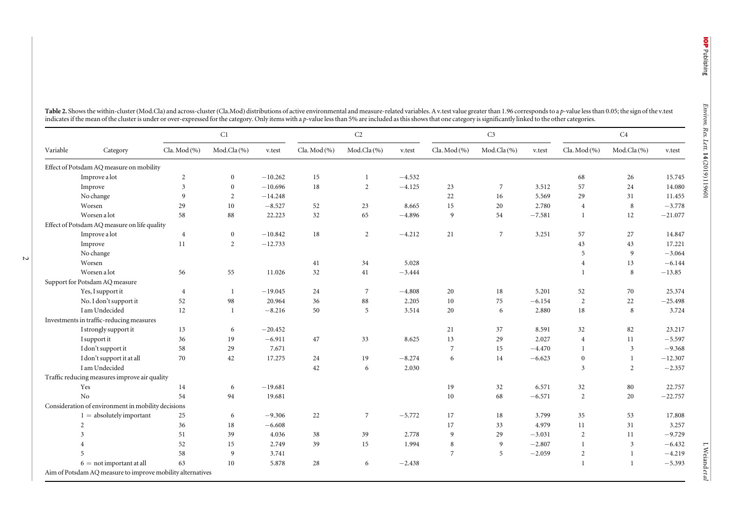**Table 2.** Shows the within-cluster (Mod.Cla) and across-cluster (Cla.Mod) distributions of active environmental and measure-related variables. A v.test value greater than 1.96 corresponds to a *p*-value less than 0.05; the sign of the v.test indicates if the mean of the cluster is under or over-expressed for the category. Only items with a *p*-value less than 5% are included as this shows that one category is significantly linked to the other categories.

| Variable | Category | C1 | | | C2 | | | C3 | | | C4 | | |
|---|---|---|---|---|---|---|---|---|---|---|---|---|---|
| | | Cla. Mod (%) | Mod.Cla (%) | v.test | Cla. Mod (%) | Mod.Cla (%) | v.test | Cla. Mod (%) | Mod.Cla (%) | v.test | Cla. Mod (%) | Mod.Cla (%) | v.test |
| Effect of Potsdam AQ measure on mobility | | | | | | | | | | | | | |
| | Improve a lot | 2 | 0 | −10.262 | 15 | 1 | −4.532 | | | | 68 | 26 | 15.745 |
| | Improve | 3 | 0 | −10.696 | 18 | 2 | −4.125 | 23 | 7 | 3.512 | 57 | 24 | 14.080 |
| | No change | 9 | 2 | −14.248 | | | | 22 | 16 | 5.569 | 29 | 31 | 11.455 |
| | Worsen | 29 | 10 | −8.527 | 52 | 23 | 8.665 | 15 | 20 | 2.780 | 4 | 8 | −3.778 |
| | Worsen a lot | 58 | 88 | 22.223 | 32 | 65 | −4.896 | 9 | 54 | −7.581 | 1 | 12 | −21.077 |
| Effect of Potsdam AQ measure on life quality | | | | | | | | | | | | | |
| | Improve a lot | 4 | 0 | −10.842 | 18 | 2 | −4.212 | 21 | 7 | 3.251 | 57 | 27 | 14.847 |
| | Improve | 11 | 2 | −12.733 | | | | | | | 43 | 43 | 17.221 |
| | No change | | | | | | | | | | 5 | 9 | −3.064 |
| | Worsen | | | | 41 | 34 | 5.028 | | | | 4 | 13 | −6.144 |
| | Worsen a lot | 56 | 55 | 11.026 | 32 | 41 | −3.444 | | | | 1 | 8 | −13.85 |
| Support for Potsdam AQ measure | | | | | | | | | | | | | |
| | Yes, I support it | 4 | 1 | −19.045 | 24 | 7 | −4.808 | 20 | 18 | 5.201 | 52 | 70 | 25.374 |
| | No. I don't support it | 52 | 98 | 20.964 | 36 | 88 | 2.205 | 10 | 75 | −6.154 | 2 | 22 | −25.498 |
| | I am Undecided | 12 | 1 | −8.216 | 50 | 5 | 3.514 | 20 | 6 | 2.880 | 18 | 8 | 3.724 |
| Investments in traffic-reducing measures | | | | | | | | | | | | | |
| | I strongly support it | 13 | 6 | −20.452 | | | | 21 | 37 | 8.591 | 32 | 82 | 23.217 |
| | I support it | 36 | 19 | −6.911 | 47 | 33 | 8.625 | 13 | 29 | 2.027 | 4 | 11 | −5.597 |
| | I don't support it | 58 | 29 | 7.671 | | | | 7 | 15 | −4.470 | 1 | 3 | −9.368 |
| | I don't support it at all | 70 | 42 | 17.275 | 24 | 19 | −8.274 | 6 | 14 | −6.623 | 0 | 1 | −12.307 |
| | I am Undecided | | | | 42 | 6 | 2.030 | | | | 3 | 2 | −2.357 |
| Traffic reducing measures improve air quality | | | | | | | | | | | | | |
| | Yes | 14 | 6 | −19.681 | | | | 19 | 32 | 6.571 | 32 | 80 | 22.757 |
| | No | 54 | 94 | 19.681 | | | | 10 | 68 | −6.571 | 2 | 20 | −22.757 |
| Consideration of environment in mobility decisions | | | | | | | | | | | | | |
| | 1 = absolutely important | 25 | 6 | −9.306 | 22 | 7 | −5.772 | 17 | 18 | 3.799 | 35 | 53 | 17.808 |
| | 2 | 36 | 18 | −6.608 | | | | 17 | 33 | 4.979 | 11 | 31 | 3.257 |
| | 3 | 51 | 39 | 4.036 | 38 | 39 | 2.778 | 9 | 29 | −3.031 | 2 | 11 | −9.729 |
| | 4 | 52 | 15 | 2.749 | 39 | 15 | 1.994 | 8 | 9 | −2.807 | 1 | 3 | −6.432 |
| | 5 | 58 | 9 | 3.741 | | | | 7 | 5 | −2.059 | 2 | 1 | −4.219 |
| | 6 = not important at all | 63 | 10 | 5.878 | 28 | 6 | −2.438 | | | | 1 | 1 | −5.393 |
| Aim of Potsdam AQ measure to improve mobility alternatives | | | | | | | | | | | | | |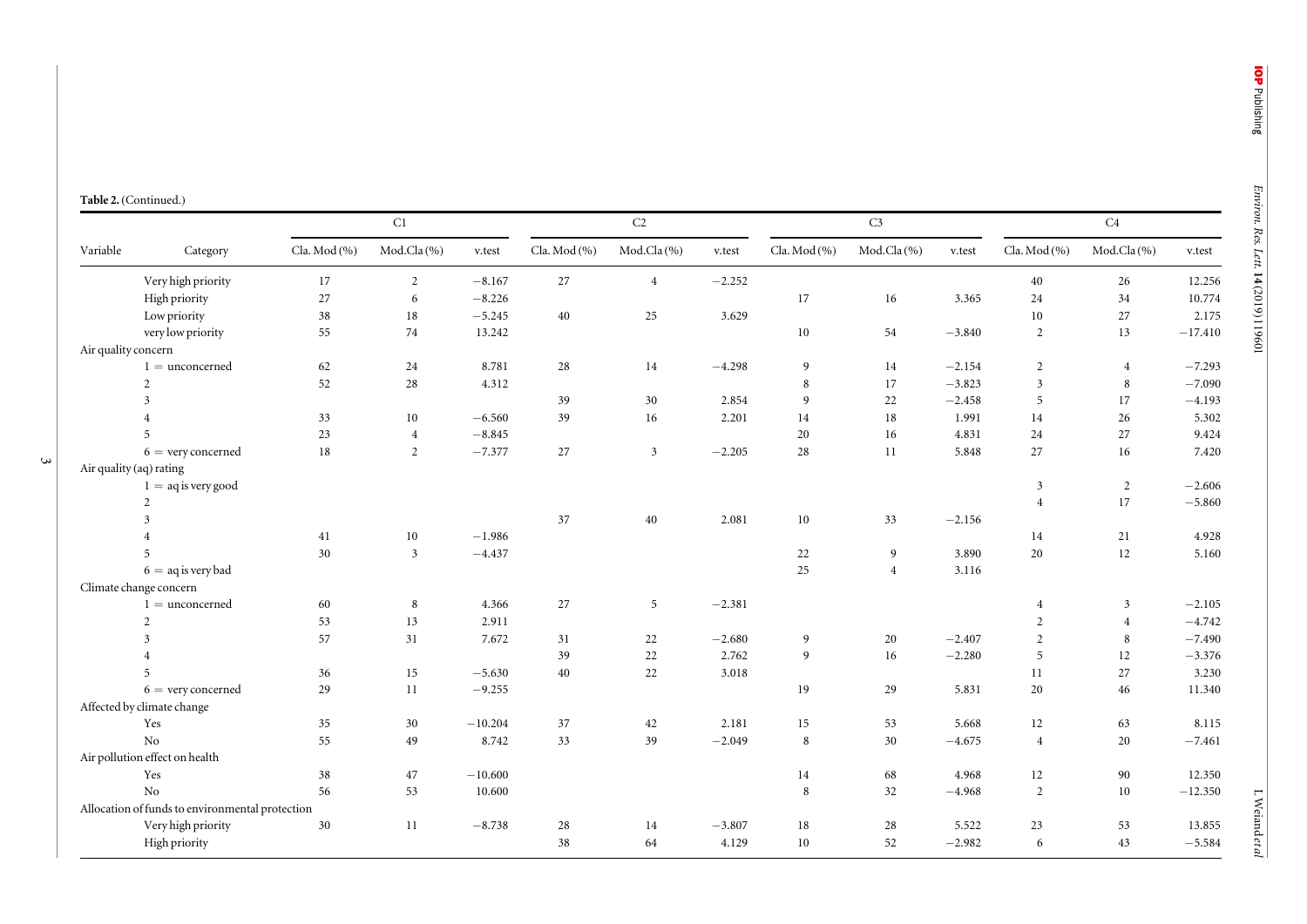**Table 2.** (Continued.)

| Variable | Category | C1 | | | C2 | | | C3 | | | C4 | | |
|---|---|---|---|---|---|---|---|---|---|---|---|---|---|
| | | Cla. Mod (%) | Mod.Cla (%) | v.test | Cla. Mod (%) | Mod.Cla (%) | v.test | Cla. Mod (%) | Mod.Cla (%) | v.test | Cla. Mod (%) | Mod.Cla (%) | v.test |
| | Very high priority | 17 | 2 | −8.167 | 27 | 4 | −2.252 | | | | 40 | 26 | 12.256 |
| | High priority | 27 | 6 | −8.226 | | | | 17 | 16 | 3.365 | 24 | 34 | 10.774 |
| | Low priority | 38 | 18 | −5.245 | 40 | 25 | 3.629 | | | | 10 | 27 | 2.175 |
| | very low priority | 55 | 74 | 13.242 | | | | 10 | 54 | −3.840 | 2 | 13 | −17.410 |
| Air quality concern | | | | | | | | | | | | | |
| | 1 = unconcerned | 62 | 24 | 8.781 | 28 | 14 | −4.298 | 9 | 14 | −2.154 | 2 | 4 | −7.293 |
| | 2 | 52 | 28 | 4.312 | | | | 8 | 17 | −3.823 | 3 | 8 | −7.090 |
| | 3 | | | | 39 | 30 | 2.854 | 9 | 22 | −2.458 | 5 | 17 | −4.193 |
| | 4 | 33 | 10 | −6.560 | 39 | 16 | 2.201 | 14 | 18 | 1.991 | 14 | 26 | 5.302 |
| | 5 | 23 | 4 | −8.845 | | | | 20 | 16 | 4.831 | 24 | 27 | 9.424 |
| | 6 = very concerned | 18 | 2 | −7.377 | 27 | 3 | −2.205 | 28 | 11 | 5.848 | 27 | 16 | 7.420 |
| Air quality (aq) rating | | | | | | | | | | | | | |
| | 1 = aq is very good | | | | | | | | | | 3 | 2 | −2.606 |
| | 2 | | | | | | | | | | 4 | 17 | −5.860 |
| | 3 | | | | 37 | 40 | 2.081 | 10 | 33 | −2.156 | | | |
| | 4 | 41 | 10 | −1.986 | | | | | | | 14 | 21 | 4.928 |
| | 5 | 30 | 3 | −4.437 | | | | 22 | 9 | 3.890 | 20 | 12 | 5.160 |
| | 6 = aq is very bad | | | | | | | 25 | 4 | 3.116 | | | |
| Climate change concern | | | | | | | | | | | | | |
| | 1 = unconcerned | 60 | 8 | 4.366 | 27 | 5 | −2.381 | | | | 4 | 3 | −2.105 |
| | 2 | 53 | 13 | 2.911 | | | | | | | 2 | 4 | −4.742 |
| | 3 | 57 | 31 | 7.672 | 31 | 22 | −2.680 | 9 | 20 | −2.407 | 2 | 8 | −7.490 |
| | 4 | | | | 39 | 22 | 2.762 | 9 | 16 | −2.280 | 5 | 12 | −3.376 |
| | 5 | 36 | 15 | −5.630 | 40 | 22 | 3.018 | | | | 11 | 27 | 3.230 |
| | 6 = very concerned | 29 | 11 | −9.255 | | | | 19 | 29 | 5.831 | 20 | 46 | 11.340 |
| Affected by climate change | | | | | | | | | | | | | |
| | Yes | 35 | 30 | −10.204 | 37 | 42 | 2.181 | 15 | 53 | 5.668 | 12 | 63 | 8.115 |
| | No | 55 | 49 | 8.742 | 33 | 39 | −2.049 | 8 | 30 | −4.675 | 4 | 20 | −7.461 |
| Air pollution effect on health | | | | | | | | | | | | | |
| | Yes | 38 | 47 | −10.600 | | | | 14 | 68 | 4.968 | 12 | 90 | 12.350 |
| | No | 56 | 53 | 10.600 | | | | 8 | 32 | −4.968 | 2 | 10 | −12.350 |
| Allocation of funds to environmental protection | | | | | | | | | | | | | |
| | Very high priority | 30 | 11 | −8.738 | 28 | 14 | −3.807 | 18 | 28 | 5.522 | 23 | 53 | 13.855 |
| | High priority | | | | 38 | 64 | 4.129 | 10 | 52 | −2.982 | 6 | 43 | −5.584 |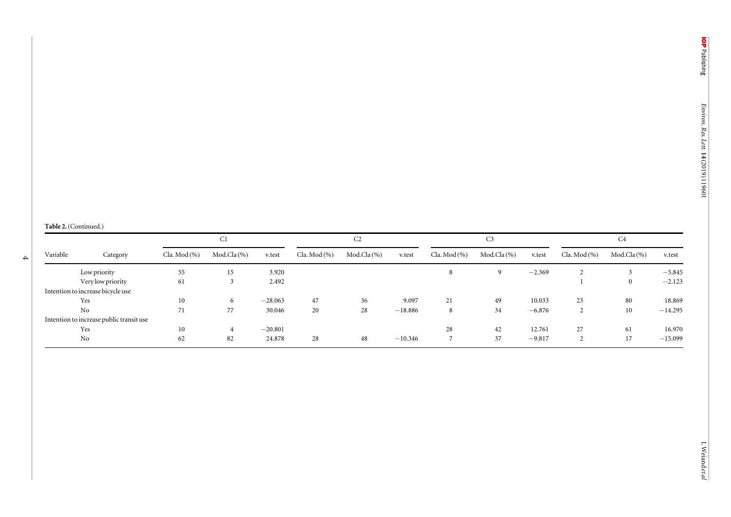**Table 2.** (Continued.)

| | | C1 | | | C2 | | | C3 | | | C4 | | |
|---|---|---|---|---|---|---|---|---|---|---|---|---|---|
| Variable | Category | Cla. Mod (%) | Mod.Cla (%) | v.test | Cla. Mod (%) | Mod.Cla (%) | v.test | Cla. Mod (%) | Mod.Cla (%) | v.test | Cla. Mod (%) | Mod.Cla (%) | v.test |
| | Low priority | 55 | 15 | 3.920 | | | | 8 | 9 | −2.369 | 2 | 3 | −5.845 |
| | Very low priority | 61 | 3 | 2.492 | | | | | | | 1 | 0 | −2.123 |
| Intention to increase bicycle use | | | | | | | | | | | | | |
| | Yes | 10 | 6 | −28.063 | 47 | 36 | 9.097 | 21 | 49 | 10.033 | 23 | 80 | 18.869 |
| | No | 71 | 77 | 30.046 | 20 | 28 | −18.886 | 8 | 34 | −6.876 | 2 | 10 | −14.295 |
| Intention to increase public transit use | | | | | | | | | | | | | |
| | Yes | 10 | 4 | −20.801 | | | | 28 | 42 | 12.761 | 27 | 61 | 16.970 |
| | No | 62 | 82 | 24.878 | 28 | 48 | −10.346 | 7 | 37 | −9.817 | 2 | 17 | −15.099 |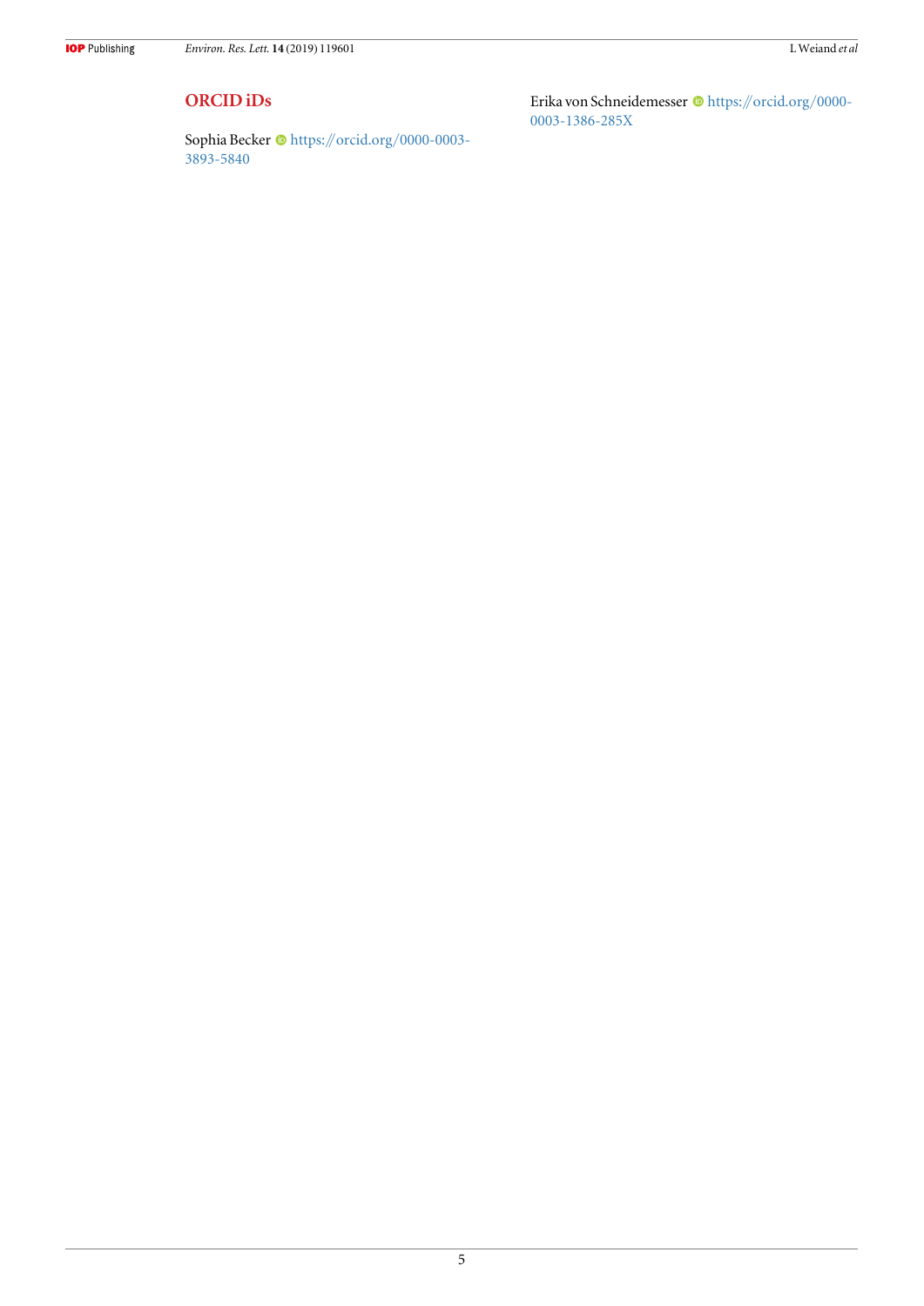## ORCID iDs

Sophia Becker https://orcid.org/0000-0003-3893-5840

Erika von Schneidemesser https://orcid.org/0000-0003-1386-285X